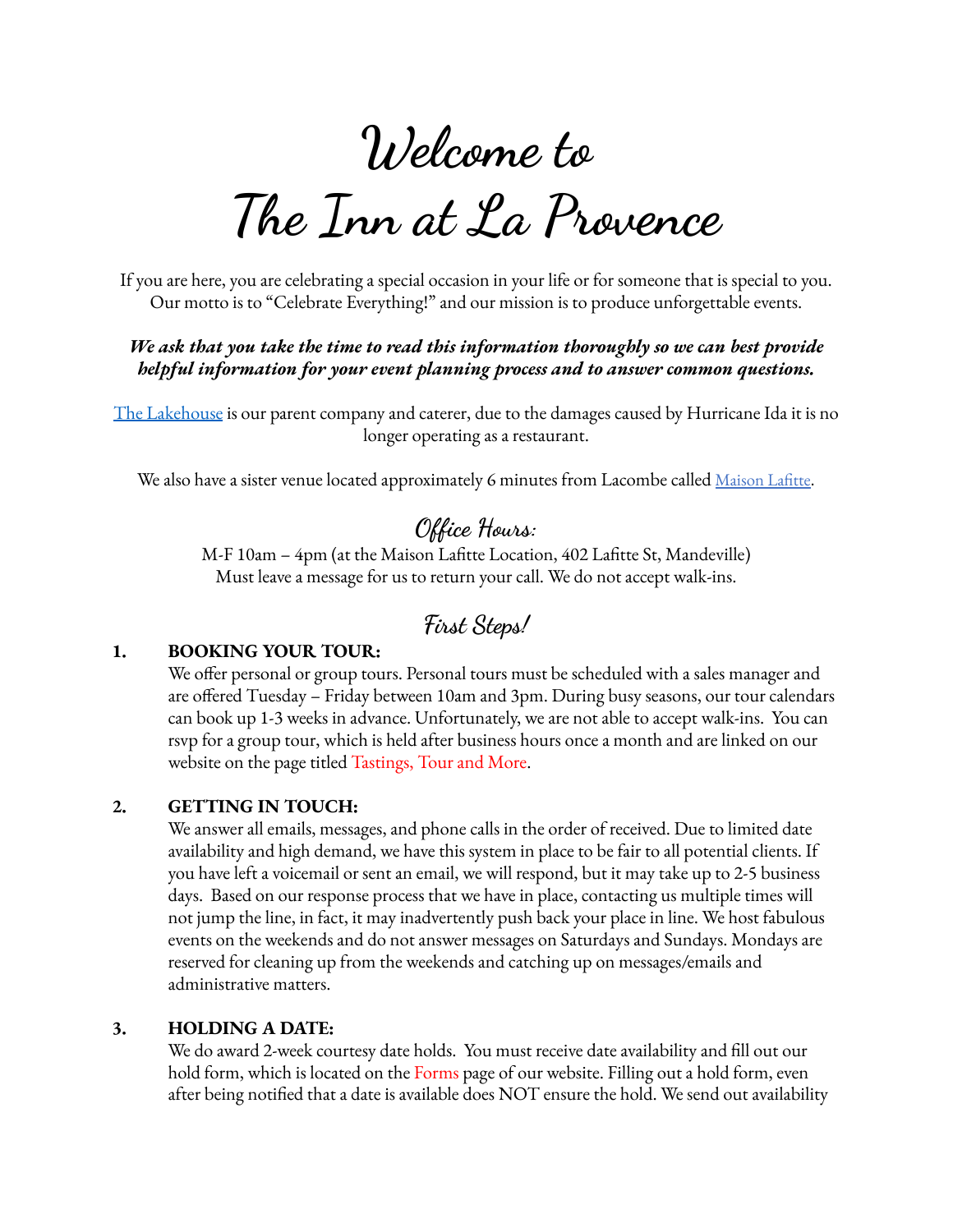# Welcome to The Inn at La Provence

If you are here, you are celebrating a special occasion in your life or for someone that is special to you. Our motto is to "Celebrate Everything!" and our mission is to produce unforgettable events.

***We ask that you take the time to read this information thoroughly so we can best provide helpful information for your event planning process and to answer common questions.***

The Lakehouse is our parent company and caterer, due to the damages caused by Hurricane Ida it is no longer operating as a restaurant.

We also have a sister venue located approximately 6 minutes from Lacombe called Maison Lafitte.

## Office Hours:

M-F 10am – 4pm (at the Maison Lafitte Location, 402 Lafitte St, Mandeville)
Must leave a message for us to return your call. We do not accept walk-ins.

## First Steps!

1. **BOOKING YOUR TOUR:**
   We offer personal or group tours. Personal tours must be scheduled with a sales manager and are offered Tuesday – Friday between 10am and 3pm. During busy seasons, our tour calendars can book up 1-3 weeks in advance. Unfortunately, we are not able to accept walk-ins. You can rsvp for a group tour, which is held after business hours once a month and are linked on our website on the page titled Tastings, Tour and More.

2. **GETTING IN TOUCH:**
   We answer all emails, messages, and phone calls in the order of received. Due to limited date availability and high demand, we have this system in place to be fair to all potential clients. If you have left a voicemail or sent an email, we will respond, but it may take up to 2-5 business days. Based on our response process that we have in place, contacting us multiple times will not jump the line, in fact, it may inadvertently push back your place in line. We host fabulous events on the weekends and do not answer messages on Saturdays and Sundays. Mondays are reserved for cleaning up from the weekends and catching up on messages/emails and administrative matters.

3. **HOLDING A DATE:**
   We do award 2-week courtesy date holds. You must receive date availability and fill out our hold form, which is located on the Forms page of our website. Filling out a hold form, even after being notified that a date is available does NOT ensure the hold. We send out availability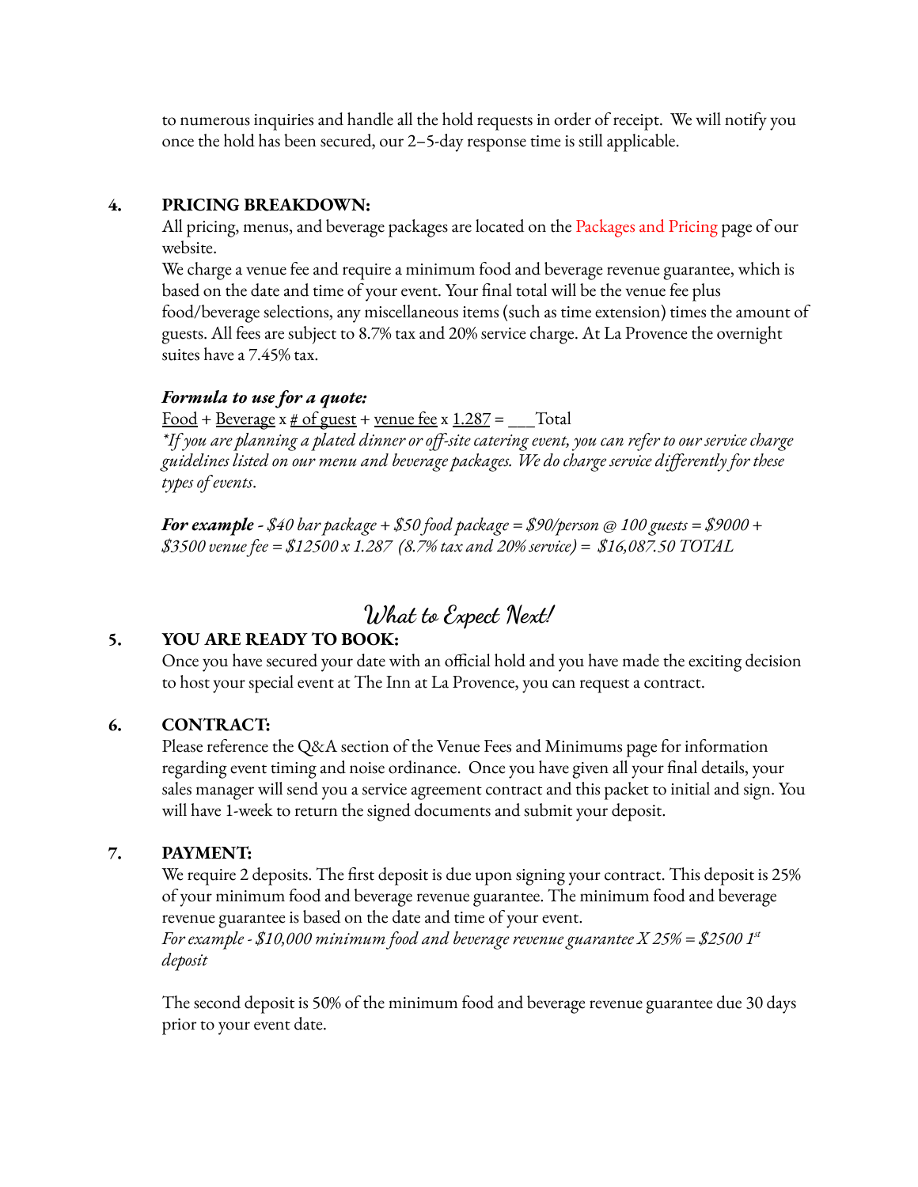to numerous inquiries and handle all the hold requests in order of receipt. We will notify you once the hold has been secured, our 2–5-day response time is still applicable.

**4. PRICING BREAKDOWN:**

All pricing, menus, and beverage packages are located on the Packages and Pricing page of our website.

We charge a venue fee and require a minimum food and beverage revenue guarantee, which is based on the date and time of your event. Your final total will be the venue fee plus food/beverage selections, any miscellaneous items (such as time extension) times the amount of guests. All fees are subject to 8.7% tax and 20% service charge. At La Provence the overnight suites have a 7.45% tax.

***Formula to use for a quote:***

Food + Beverage x # of guest + venue fee x 1.287 = ___Total

*\*If you are planning a plated dinner or off-site catering event, you can refer to our service charge guidelines listed on our menu and beverage packages. We do charge service differently for these types of events.*

***For example** - $40 bar package + $50 food package = $90/person @ 100 guests = $9000 + $3500 venue fee = $12500 x 1.287 (8.7% tax and 20% service) = $16,087.50 TOTAL*

## What to Expect Next!

**5. YOU ARE READY TO BOOK:**

Once you have secured your date with an official hold and you have made the exciting decision to host your special event at The Inn at La Provence, you can request a contract.

**6. CONTRACT:**

Please reference the Q&A section of the Venue Fees and Minimums page for information regarding event timing and noise ordinance. Once you have given all your final details, your sales manager will send you a service agreement contract and this packet to initial and sign. You will have 1-week to return the signed documents and submit your deposit.

**7. PAYMENT:**

We require 2 deposits. The first deposit is due upon signing your contract. This deposit is 25% of your minimum food and beverage revenue guarantee. The minimum food and beverage revenue guarantee is based on the date and time of your event.

*For example - $10,000 minimum food and beverage revenue guarantee X 25% = $2500 1st deposit*

The second deposit is 50% of the minimum food and beverage revenue guarantee due 30 days prior to your event date.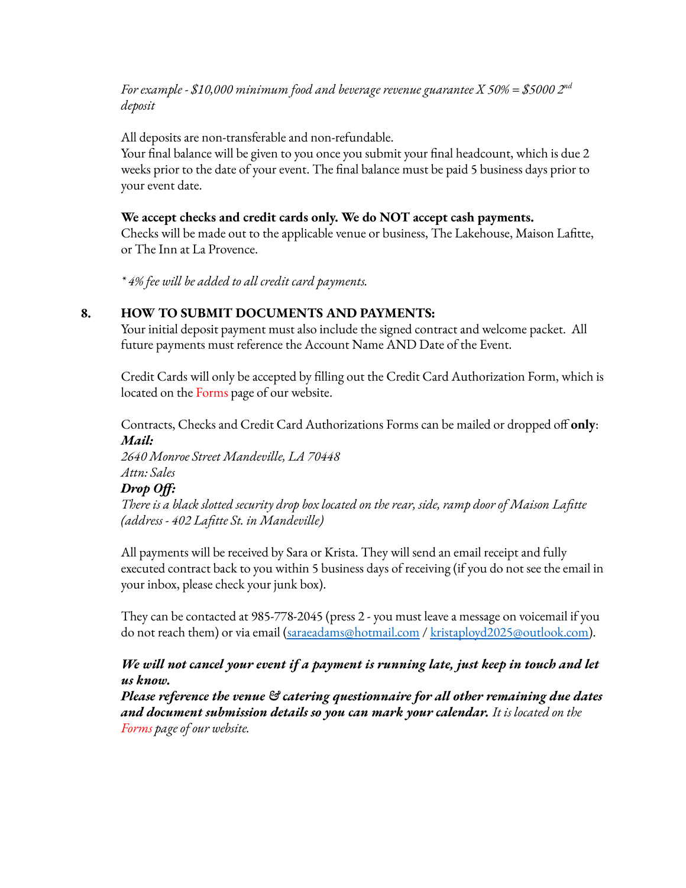*For example - $10,000 minimum food and beverage revenue guarantee X 50% = $5000 2nd deposit*

All deposits are non-transferable and non-refundable.
Your final balance will be given to you once you submit your final headcount, which is due 2 weeks prior to the date of your event. The final balance must be paid 5 business days prior to your event date.

**We accept checks and credit cards only. We do NOT accept cash payments.**
Checks will be made out to the applicable venue or business, The Lakehouse, Maison Lafitte, or The Inn at La Provence.

*\* 4% fee will be added to all credit card payments.*

## 8. HOW TO SUBMIT DOCUMENTS AND PAYMENTS:

Your initial deposit payment must also include the signed contract and welcome packet. All future payments must reference the Account Name AND Date of the Event.

Credit Cards will only be accepted by filling out the Credit Card Authorization Form, which is located on the Forms page of our website.

Contracts, Checks and Credit Card Authorizations Forms can be mailed or dropped off **only**:
***Mail:***
*2640 Monroe Street Mandeville, LA 70448*
*Attn: Sales*
***Drop Off:***
*There is a black slotted security drop box located on the rear, side, ramp door of Maison Lafitte (address - 402 Lafitte St. in Mandeville)*

All payments will be received by Sara or Krista. They will send an email receipt and fully executed contract back to you within 5 business days of receiving (if you do not see the email in your inbox, please check your junk box).

They can be contacted at 985-778-2045 (press 2 - you must leave a message on voicemail if you do not reach them) or via email (saraeadams@hotmail.com / kristaployd2025@outlook.com).

***We will not cancel your event if a payment is running late, just keep in touch and let us know.***
***Please reference the venue & catering questionnaire for all other remaining due dates and document submission details so you can mark your calendar.*** *It is located on the Forms page of our website.*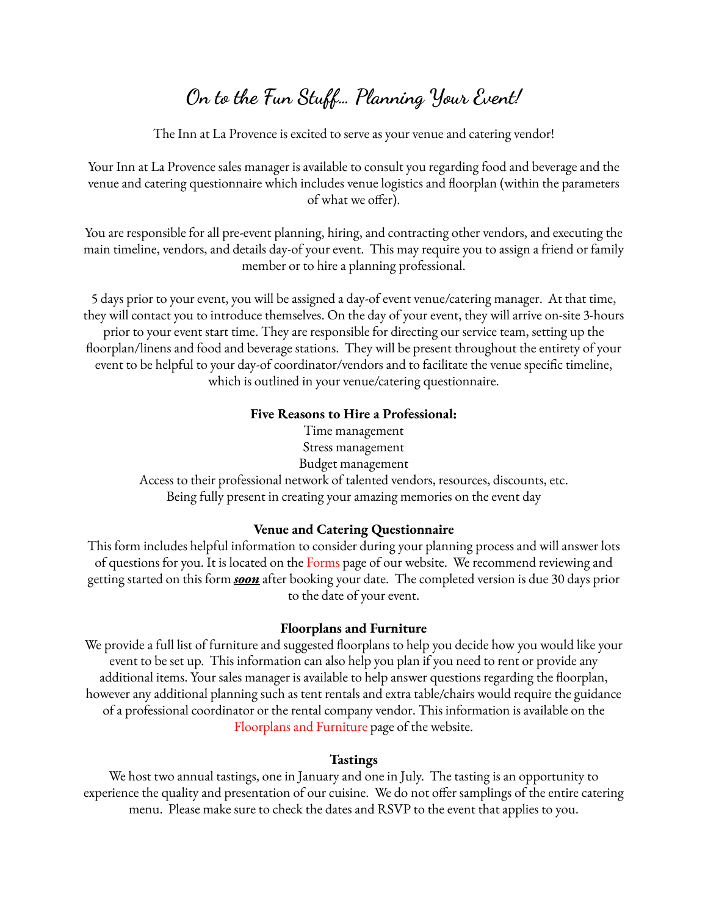# On to the Fun Stuff... Planning Your Event!

The Inn at La Provence is excited to serve as your venue and catering vendor!

Your Inn at La Provence sales manager is available to consult you regarding food and beverage and the venue and catering questionnaire which includes venue logistics and floorplan (within the parameters of what we offer).

You are responsible for all pre-event planning, hiring, and contracting other vendors, and executing the main timeline, vendors, and details day-of your event. This may require you to assign a friend or family member or to hire a planning professional.

5 days prior to your event, you will be assigned a day-of event venue/catering manager. At that time, they will contact you to introduce themselves. On the day of your event, they will arrive on-site 3-hours prior to your event start time. They are responsible for directing our service team, setting up the floorplan/linens and food and beverage stations. They will be present throughout the entirety of your event to be helpful to your day-of coordinator/vendors and to facilitate the venue specific timeline, which is outlined in your venue/catering questionnaire.

**Five Reasons to Hire a Professional:**

Time management
Stress management
Budget management
Access to their professional network of talented vendors, resources, discounts, etc.
Being fully present in creating your amazing memories on the event day

**Venue and Catering Questionnaire**

This form includes helpful information to consider during your planning process and will answer lots of questions for you. It is located on the Forms page of our website. We recommend reviewing and getting started on this form ***soon*** after booking your date. The completed version is due 30 days prior to the date of your event.

**Floorplans and Furniture**

We provide a full list of furniture and suggested floorplans to help you decide how you would like your event to be set up. This information can also help you plan if you need to rent or provide any additional items. Your sales manager is available to help answer questions regarding the floorplan, however any additional planning such as tent rentals and extra table/chairs would require the guidance of a professional coordinator or the rental company vendor. This information is available on the Floorplans and Furniture page of the website.

**Tastings**

We host two annual tastings, one in January and one in July. The tasting is an opportunity to experience the quality and presentation of our cuisine. We do not offer samplings of the entire catering menu. Please make sure to check the dates and RSVP to the event that applies to you.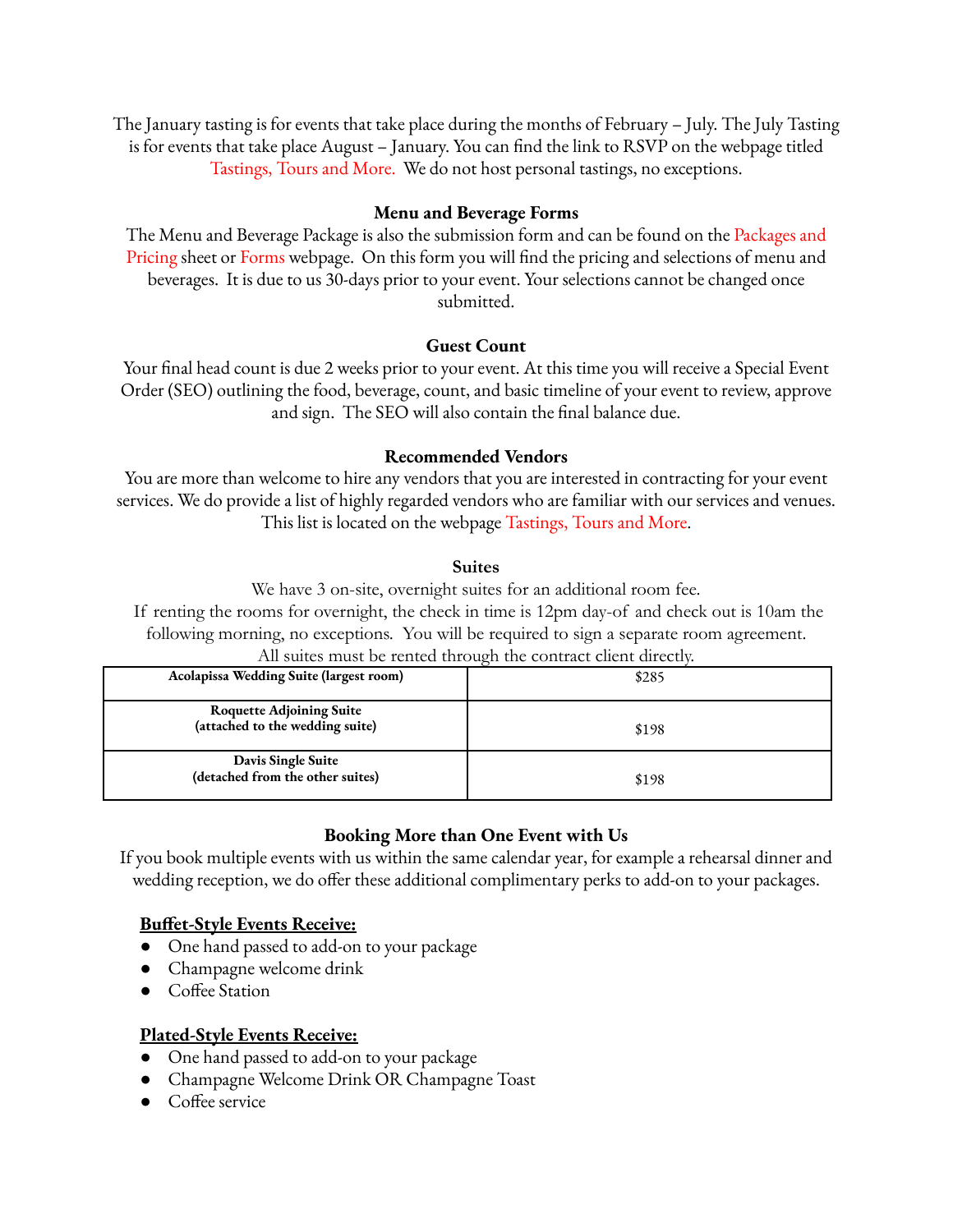The January tasting is for events that take place during the months of February – July. The July Tasting is for events that take place August – January. You can find the link to RSVP on the webpage titled Tastings, Tours and More. We do not host personal tastings, no exceptions.

### Menu and Beverage Forms

The Menu and Beverage Package is also the submission form and can be found on the Packages and Pricing sheet or Forms webpage. On this form you will find the pricing and selections of menu and beverages. It is due to us 30-days prior to your event. Your selections cannot be changed once submitted.

### Guest Count

Your final head count is due 2 weeks prior to your event. At this time you will receive a Special Event Order (SEO) outlining the food, beverage, count, and basic timeline of your event to review, approve and sign. The SEO will also contain the final balance due.

### Recommended Vendors

You are more than welcome to hire any vendors that you are interested in contracting for your event services. We do provide a list of highly regarded vendors who are familiar with our services and venues. This list is located on the webpage Tastings, Tours and More.

### Suites

We have 3 on-site, overnight suites for an additional room fee.
If renting the rooms for overnight, the check in time is 12pm day-of and check out is 10am the following morning, no exceptions. You will be required to sign a separate room agreement.
All suites must be rented through the contract client directly.

| | |
|---|---|
| **Acolapissa Wedding Suite (largest room)** | $285 |
| **Roquette Adjoining Suite (attached to the wedding suite)** | $198 |
| **Davis Single Suite (detached from the other suites)** | $198 |

### Booking More than One Event with Us

If you book multiple events with us within the same calendar year, for example a rehearsal dinner and wedding reception, we do offer these additional complimentary perks to add-on to your packages.

**<u>Buffet-Style Events Receive:</u>**

- One hand passed to add-on to your package
- Champagne welcome drink
- Coffee Station

**<u>Plated-Style Events Receive:</u>**

- One hand passed to add-on to your package
- Champagne Welcome Drink OR Champagne Toast
- Coffee service